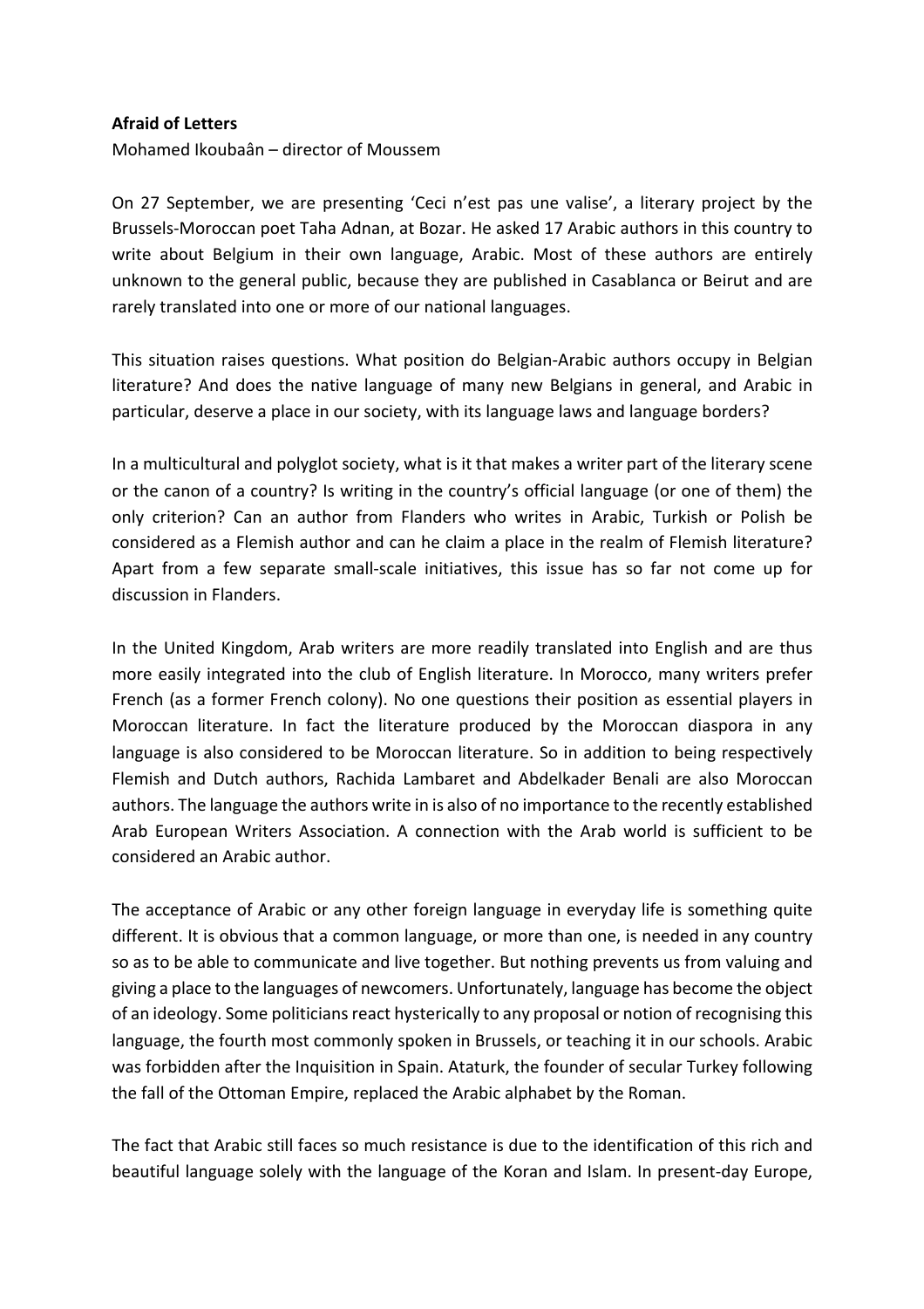**Afraid of Letters**

Mohamed Ikoubaân – director of Moussem

On 27 September, we are presenting 'Ceci n'est pas une valise', a literary project by the Brussels-Moroccan poet Taha Adnan, at Bozar. He asked 17 Arabic authors in this country to write about Belgium in their own language, Arabic. Most of these authors are entirely unknown to the general public, because they are published in Casablanca or Beirut and are rarely translated into one or more of our national languages.

This situation raises questions. What position do Belgian-Arabic authors occupy in Belgian literature? And does the native language of many new Belgians in general, and Arabic in particular, deserve a place in our society, with its language laws and language borders?

In a multicultural and polyglot society, what is it that makes a writer part of the literary scene or the canon of a country? Is writing in the country's official language (or one of them) the only criterion? Can an author from Flanders who writes in Arabic, Turkish or Polish be considered as a Flemish author and can he claim a place in the realm of Flemish literature? Apart from a few separate small-scale initiatives, this issue has so far not come up for discussion in Flanders.

In the United Kingdom, Arab writers are more readily translated into English and are thus more easily integrated into the club of English literature. In Morocco, many writers prefer French (as a former French colony). No one questions their position as essential players in Moroccan literature. In fact the literature produced by the Moroccan diaspora in any language is also considered to be Moroccan literature. So in addition to being respectively Flemish and Dutch authors, Rachida Lambaret and Abdelkader Benali are also Moroccan authors. The language the authors write in is also of no importance to the recently established Arab European Writers Association. A connection with the Arab world is sufficient to be considered an Arabic author.

The acceptance of Arabic or any other foreign language in everyday life is something quite different. It is obvious that a common language, or more than one, is needed in any country so as to be able to communicate and live together. But nothing prevents us from valuing and giving a place to the languages of newcomers. Unfortunately, language has become the object of an ideology. Some politicians react hysterically to any proposal or notion of recognising this language, the fourth most commonly spoken in Brussels, or teaching it in our schools. Arabic was forbidden after the Inquisition in Spain. Ataturk, the founder of secular Turkey following the fall of the Ottoman Empire, replaced the Arabic alphabet by the Roman.

The fact that Arabic still faces so much resistance is due to the identification of this rich and beautiful language solely with the language of the Koran and Islam. In present-day Europe,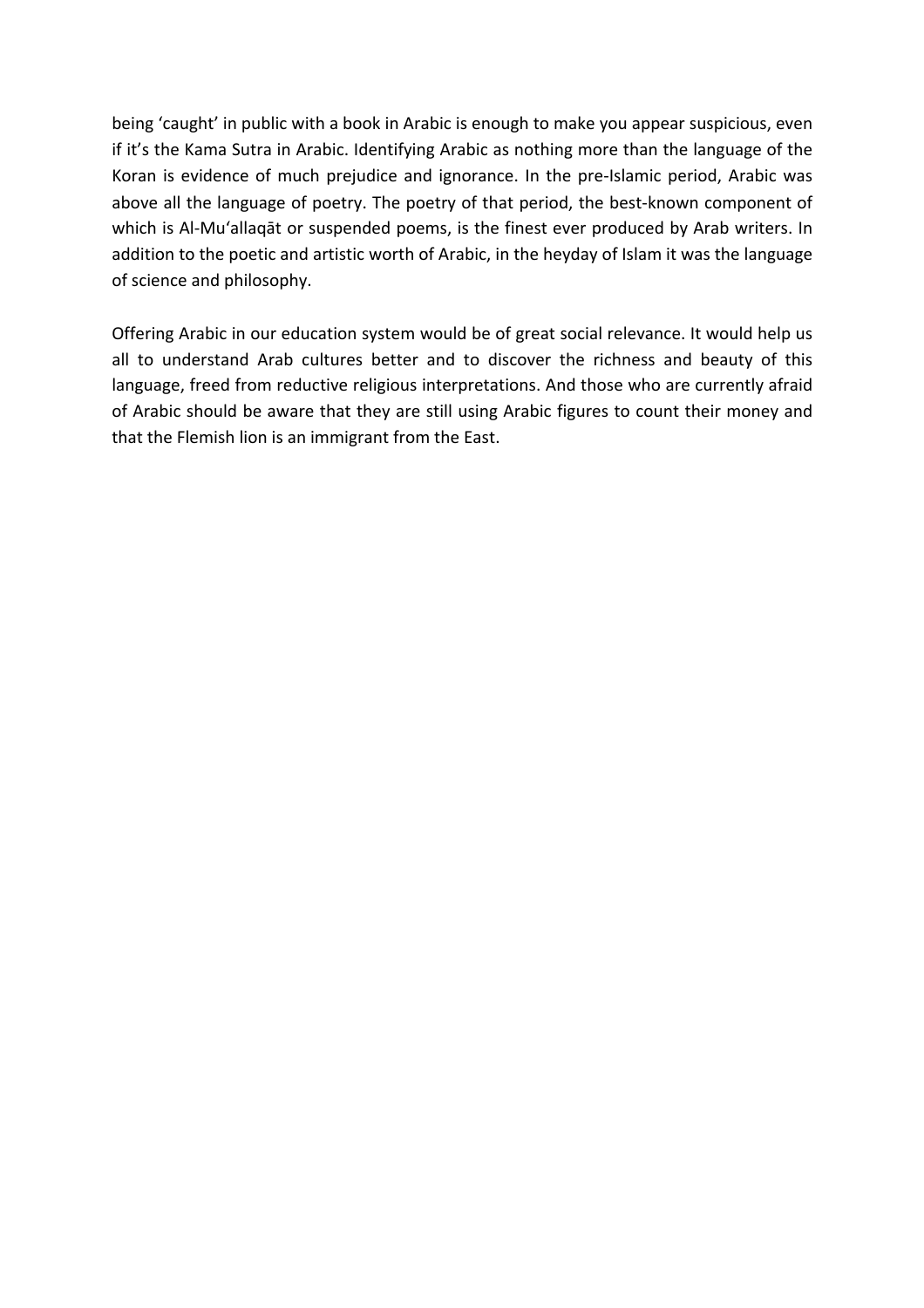being ‘caught’ in public with a book in Arabic is enough to make you appear suspicious, even if it’s the Kama Sutra in Arabic. Identifying Arabic as nothing more than the language of the Koran is evidence of much prejudice and ignorance. In the pre-Islamic period, Arabic was above all the language of poetry. The poetry of that period, the best-known component of which is Al-Mu‘allaqāt or suspended poems, is the finest ever produced by Arab writers. In addition to the poetic and artistic worth of Arabic, in the heyday of Islam it was the language of science and philosophy.

Offering Arabic in our education system would be of great social relevance. It would help us all to understand Arab cultures better and to discover the richness and beauty of this language, freed from reductive religious interpretations. And those who are currently afraid of Arabic should be aware that they are still using Arabic figures to count their money and that the Flemish lion is an immigrant from the East.